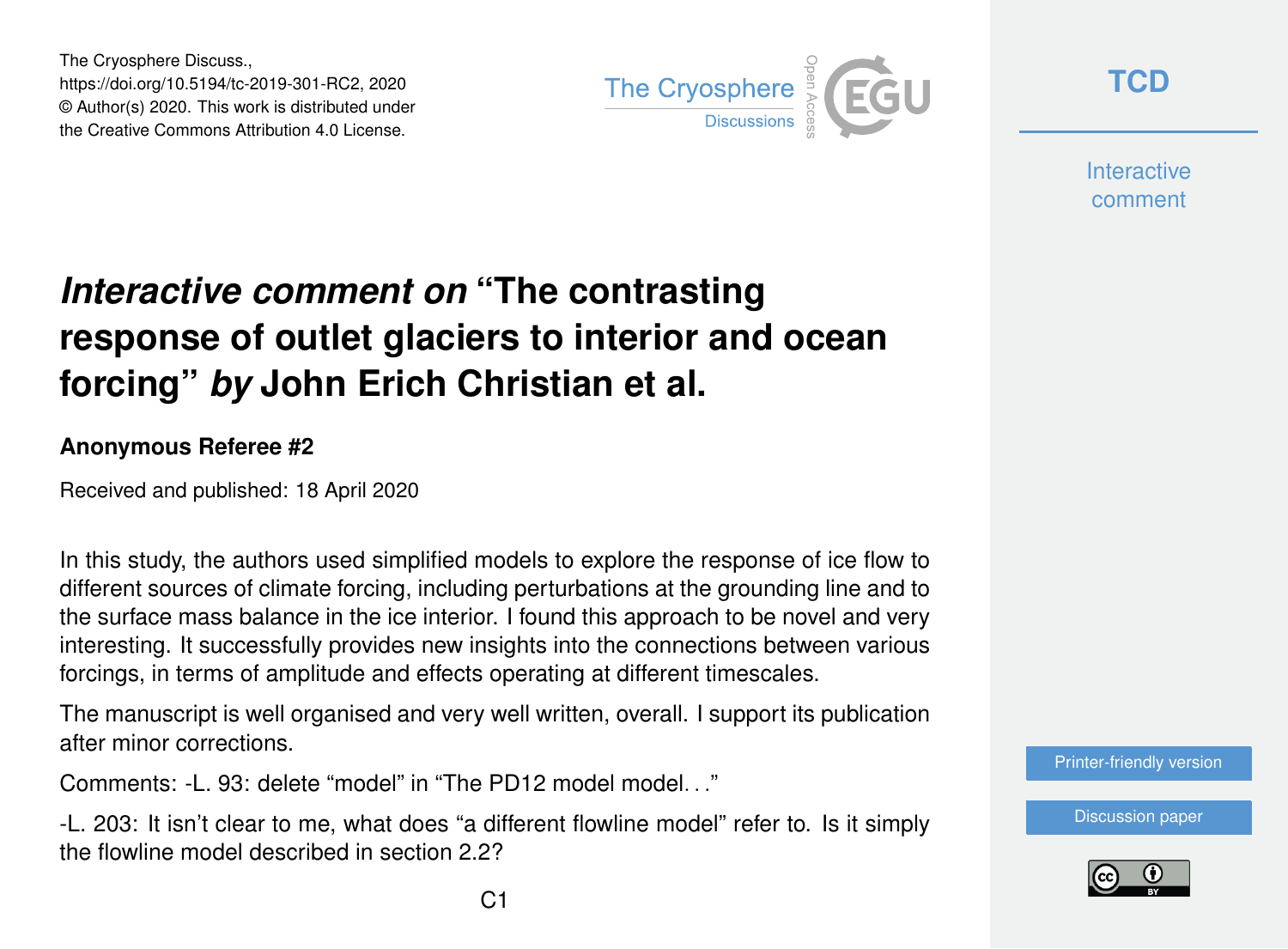The Cryosphere Discuss.,
https://doi.org/10.5194/tc-2019-301-RC2, 2020
© Author(s) 2020. This work is distributed under
the Creative Commons Attribution 4.0 License.

# *Interactive comment on* "The contrasting response of outlet glaciers to interior and ocean forcing" *by* John Erich Christian et al.

### Anonymous Referee #2

Received and published: 18 April 2020

In this study, the authors used simplified models to explore the response of ice flow to different sources of climate forcing, including perturbations at the grounding line and to the surface mass balance in the ice interior. I found this approach to be novel and very interesting. It successfully provides new insights into the connections between various forcings, in terms of amplitude and effects operating at different timescales.

The manuscript is well organised and very well written, overall. I support its publication after minor corrections.

Comments: -L. 93: delete "model" in "The PD12 model model. . ."

-L. 203: It isn't clear to me, what does "a different flowline model" refer to. Is it simply the flowline model described in section 2.2?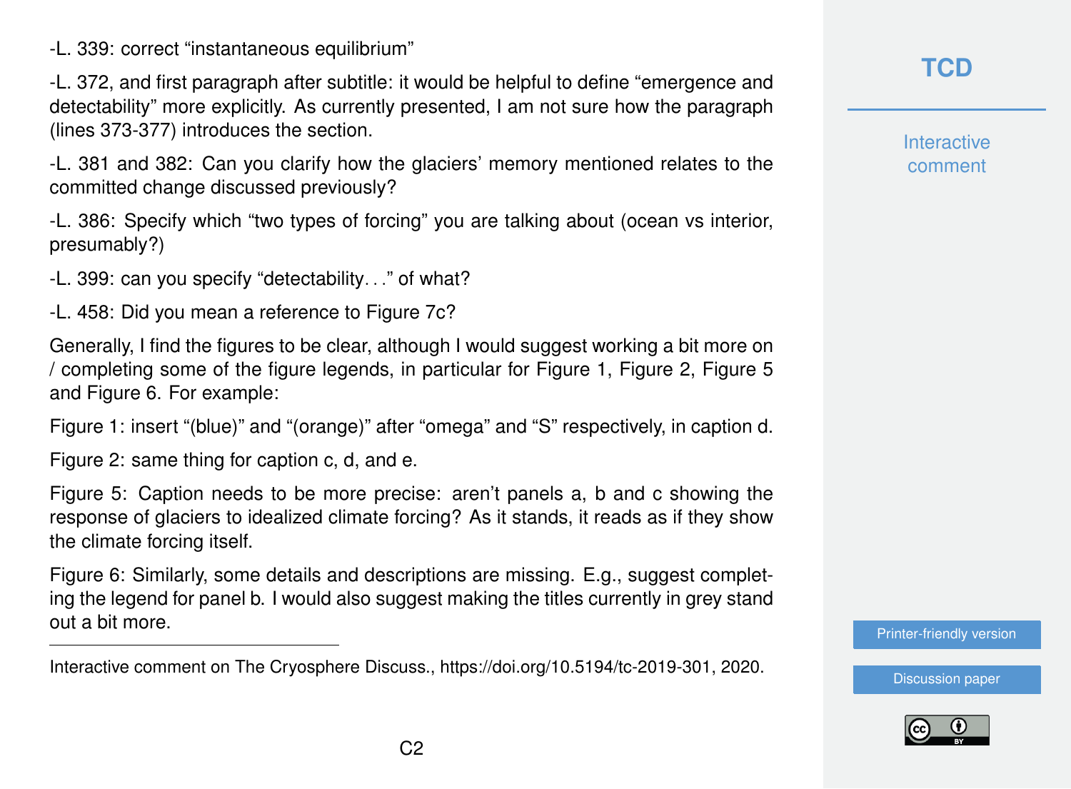-L. 339: correct “instantaneous equilibrium”

-L. 372, and first paragraph after subtitle: it would be helpful to define “emergence and detectability” more explicitly. As currently presented, I am not sure how the paragraph (lines 373-377) introduces the section.

-L. 381 and 382: Can you clarify how the glaciers’ memory mentioned relates to the committed change discussed previously?

-L. 386: Specify which “two types of forcing” you are talking about (ocean vs interior, presumably?)

-L. 399: can you specify “detectability. . .” of what?

-L. 458: Did you mean a reference to Figure 7c?

Generally, I find the figures to be clear, although I would suggest working a bit more on / completing some of the figure legends, in particular for Figure 1, Figure 2, Figure 5 and Figure 6. For example:

Figure 1: insert “(blue)” and “(orange)” after “omega” and “S” respectively, in caption d.

Figure 2: same thing for caption c, d, and e.

Figure 5: Caption needs to be more precise: aren’t panels a, b and c showing the response of glaciers to idealized climate forcing? As it stands, it reads as if they show the climate forcing itself.

Figure 6: Similarly, some details and descriptions are missing. E.g., suggest completing the legend for panel b. I would also suggest making the titles currently in grey stand out a bit more.

---

Interactive comment on The Cryosphere Discuss., https://doi.org/10.5194/tc-2019-301, 2020.